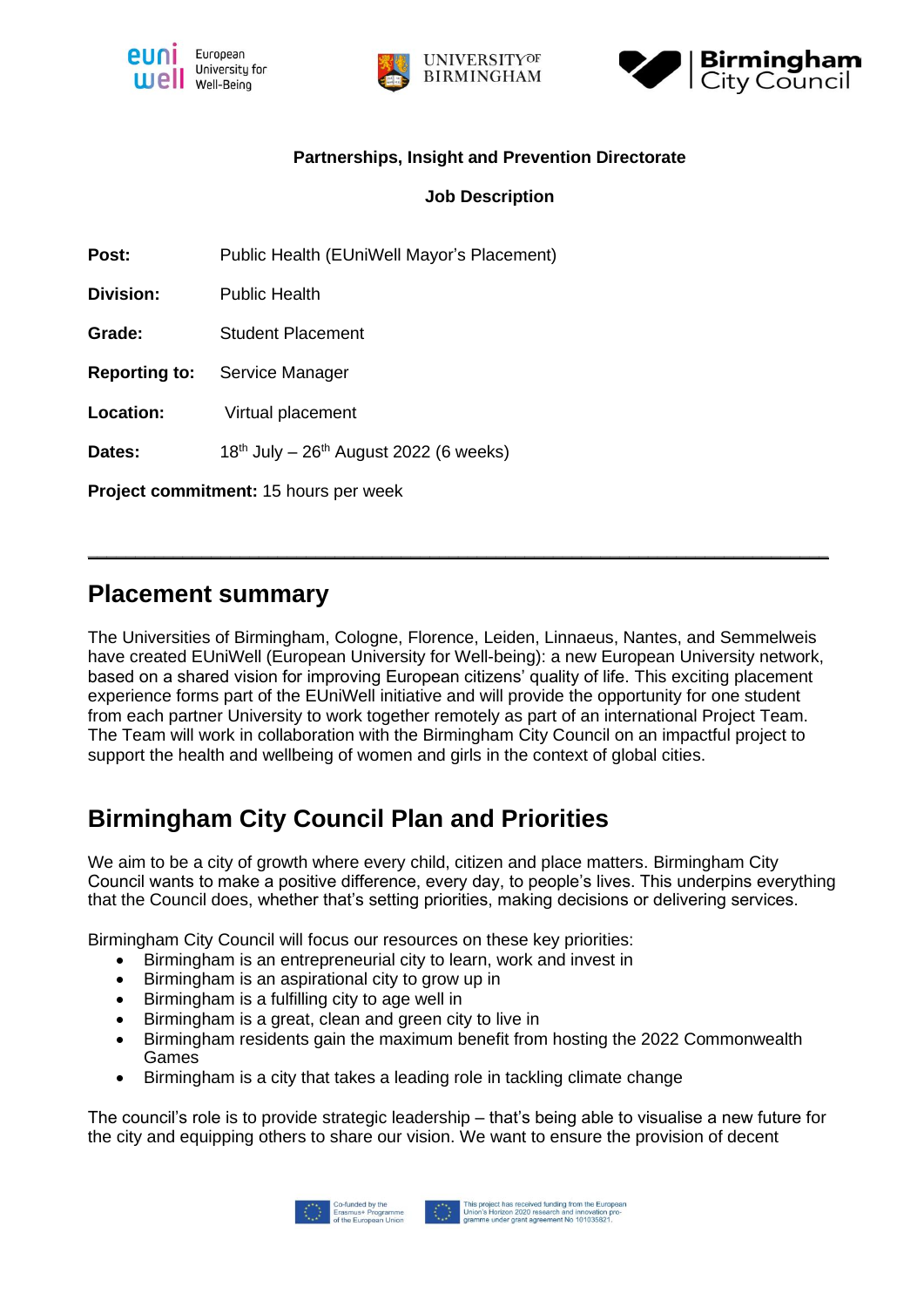**Partnerships, Insight and Prevention Directorate**

**Job Description**

**Post:** Public Health (EUniWell Mayor's Placement)

**Division:** Public Health

**Grade:** Student Placement

**Reporting to:** Service Manager

**Location:** Virtual placement

**Dates:** 18th July – 26th August 2022 (6 weeks)

**Project commitment:** 15 hours per week

---

## Placement summary

The Universities of Birmingham, Cologne, Florence, Leiden, Linnaeus, Nantes, and Semmelweis have created EUniWell (European University for Well-being): a new European University network, based on a shared vision for improving European citizens' quality of life. This exciting placement experience forms part of the EUniWell initiative and will provide the opportunity for one student from each partner University to work together remotely as part of an international Project Team. The Team will work in collaboration with the Birmingham City Council on an impactful project to support the health and wellbeing of women and girls in the context of global cities.

## Birmingham City Council Plan and Priorities

We aim to be a city of growth where every child, citizen and place matters. Birmingham City Council wants to make a positive difference, every day, to people's lives. This underpins everything that the Council does, whether that's setting priorities, making decisions or delivering services.

Birmingham City Council will focus our resources on these key priorities:

- Birmingham is an entrepreneurial city to learn, work and invest in
- Birmingham is an aspirational city to grow up in
- Birmingham is a fulfilling city to age well in
- Birmingham is a great, clean and green city to live in
- Birmingham residents gain the maximum benefit from hosting the 2022 Commonwealth Games
- Birmingham is a city that takes a leading role in tackling climate change

The council's role is to provide strategic leadership – that's being able to visualise a new future for the city and equipping others to share our vision. We want to ensure the provision of decent

Co-funded by the Erasmus+ Programme of the European Union

This project has received funding from the European Union's Horizon 2020 research and innovation programme under grant agreement No 101035821.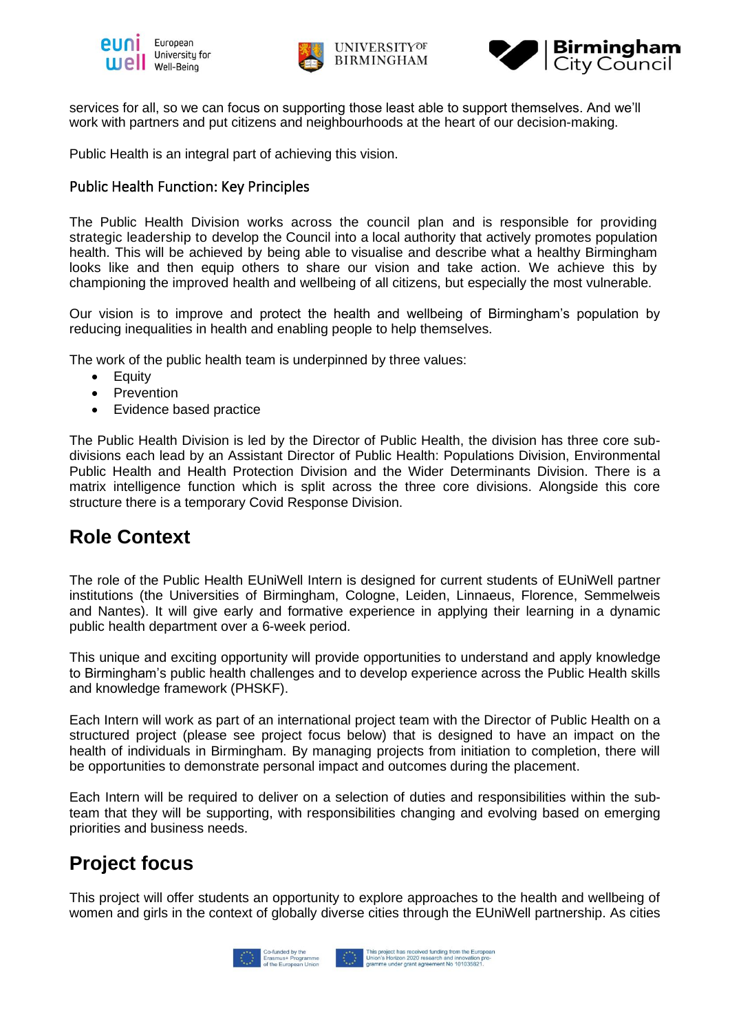services for all, so we can focus on supporting those least able to support themselves. And we'll work with partners and put citizens and neighbourhoods at the heart of our decision-making.

Public Health is an integral part of achieving this vision.

### Public Health Function: Key Principles

The Public Health Division works across the council plan and is responsible for providing strategic leadership to develop the Council into a local authority that actively promotes population health. This will be achieved by being able to visualise and describe what a healthy Birmingham looks like and then equip others to share our vision and take action. We achieve this by championing the improved health and wellbeing of all citizens, but especially the most vulnerable.

Our vision is to improve and protect the health and wellbeing of Birmingham's population by reducing inequalities in health and enabling people to help themselves.

The work of the public health team is underpinned by three values:

- Equity
- Prevention
- Evidence based practice

The Public Health Division is led by the Director of Public Health, the division has three core sub-divisions each lead by an Assistant Director of Public Health: Populations Division, Environmental Public Health and Health Protection Division and the Wider Determinants Division. There is a matrix intelligence function which is split across the three core divisions. Alongside this core structure there is a temporary Covid Response Division.

## Role Context

The role of the Public Health EUniWell Intern is designed for current students of EUniWell partner institutions (the Universities of Birmingham, Cologne, Leiden, Linnaeus, Florence, Semmelweis and Nantes). It will give early and formative experience in applying their learning in a dynamic public health department over a 6-week period.

This unique and exciting opportunity will provide opportunities to understand and apply knowledge to Birmingham's public health challenges and to develop experience across the Public Health skills and knowledge framework (PHSKF).

Each Intern will work as part of an international project team with the Director of Public Health on a structured project (please see project focus below) that is designed to have an impact on the health of individuals in Birmingham. By managing projects from initiation to completion, there will be opportunities to demonstrate personal impact and outcomes during the placement.

Each Intern will be required to deliver on a selection of duties and responsibilities within the sub-team that they will be supporting, with responsibilities changing and evolving based on emerging priorities and business needs.

## Project focus

This project will offer students an opportunity to explore approaches to the health and wellbeing of women and girls in the context of globally diverse cities through the EUniWell partnership. As cities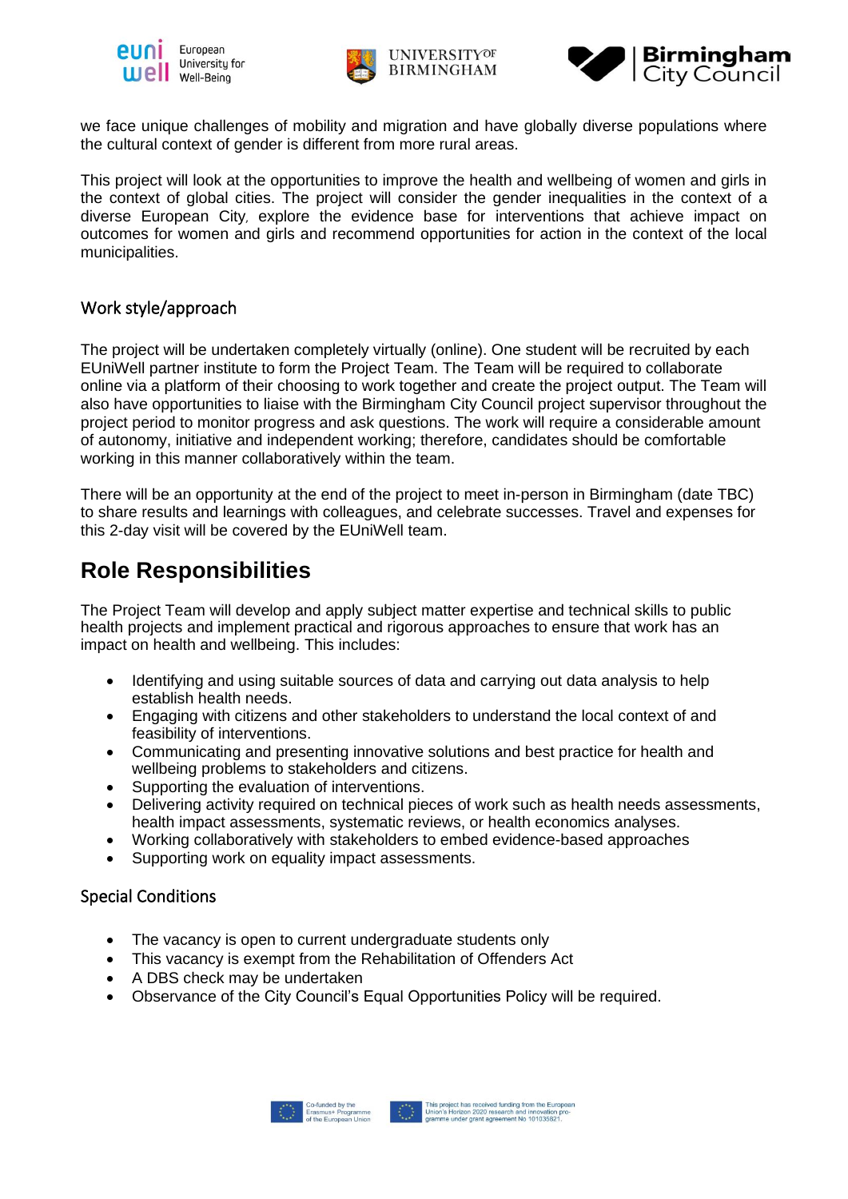we face unique challenges of mobility and migration and have globally diverse populations where the cultural context of gender is different from more rural areas.

This project will look at the opportunities to improve the health and wellbeing of women and girls in the context of global cities. The project will consider the gender inequalities in the context of a diverse European City, explore the evidence base for interventions that achieve impact on outcomes for women and girls and recommend opportunities for action in the context of the local municipalities.

### Work style/approach

The project will be undertaken completely virtually (online). One student will be recruited by each EUniWell partner institute to form the Project Team. The Team will be required to collaborate online via a platform of their choosing to work together and create the project output. The Team will also have opportunities to liaise with the Birmingham City Council project supervisor throughout the project period to monitor progress and ask questions. The work will require a considerable amount of autonomy, initiative and independent working; therefore, candidates should be comfortable working in this manner collaboratively within the team.

There will be an opportunity at the end of the project to meet in-person in Birmingham (date TBC) to share results and learnings with colleagues, and celebrate successes. Travel and expenses for this 2-day visit will be covered by the EUniWell team.

## Role Responsibilities

The Project Team will develop and apply subject matter expertise and technical skills to public health projects and implement practical and rigorous approaches to ensure that work has an impact on health and wellbeing. This includes:

- Identifying and using suitable sources of data and carrying out data analysis to help establish health needs.
- Engaging with citizens and other stakeholders to understand the local context of and feasibility of interventions.
- Communicating and presenting innovative solutions and best practice for health and wellbeing problems to stakeholders and citizens.
- Supporting the evaluation of interventions.
- Delivering activity required on technical pieces of work such as health needs assessments, health impact assessments, systematic reviews, or health economics analyses.
- Working collaboratively with stakeholders to embed evidence-based approaches
- Supporting work on equality impact assessments.

### Special Conditions

- The vacancy is open to current undergraduate students only
- This vacancy is exempt from the Rehabilitation of Offenders Act
- A DBS check may be undertaken
- Observance of the City Council's Equal Opportunities Policy will be required.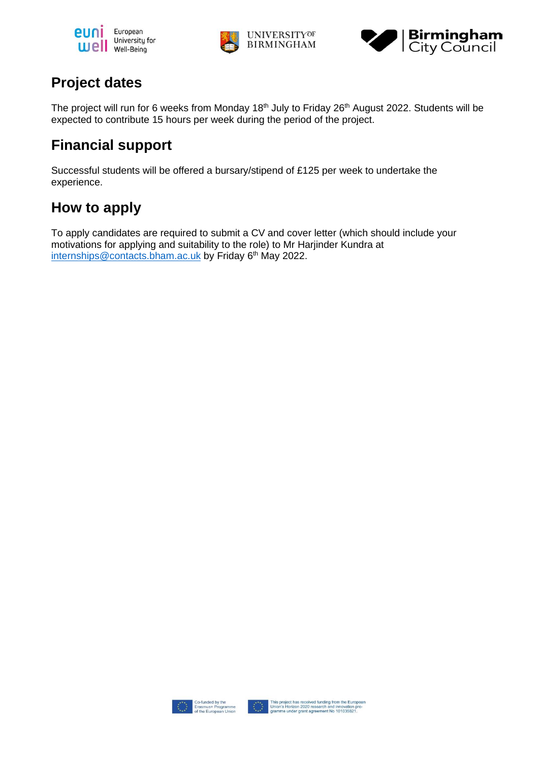## Project dates

The project will run for 6 weeks from Monday 18th July to Friday 26th August 2022. Students will be expected to contribute 15 hours per week during the period of the project.

## Financial support

Successful students will be offered a bursary/stipend of £125 per week to undertake the experience.

## How to apply

To apply candidates are required to submit a CV and cover letter (which should include your motivations for applying and suitability to the role) to Mr Harjinder Kundra at internships@contacts.bham.ac.uk by Friday 6th May 2022.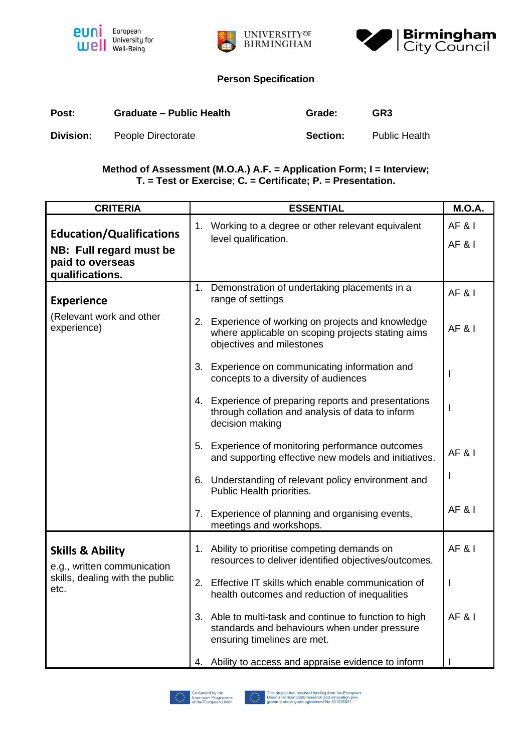**Person Specification**

| | | | |
|---|---|---|---|
| **Post:** | **Graduate – Public Health** | **Grade:** | **GR3** |
| **Division:** | People Directorate | **Section:** | Public Health |

**Method of Assessment (M.O.A.) A.F. = Application Form; I = Interview; T. = Test or Exercise; C. = Certificate; P. = Presentation.**

| CRITERIA | ESSENTIAL | M.O.A. |
|---|---|---|
| **Education/Qualifications** **NB: Full regard must be paid to overseas qualifications.** | 1. Working to a degree or other relevant equivalent level qualification. | AF & I AF & I |
| **Experience** (Relevant work and other experience) | 1. Demonstration of undertaking placements in a range of settings | AF & I |
| | 2. Experience of working on projects and knowledge where applicable on scoping projects stating aims objectives and milestones | AF & I |
| | 3. Experience on communicating information and concepts to a diversity of audiences | I |
| | 4. Experience of preparing reports and presentations through collation and analysis of data to inform decision making | I |
| | 5. Experience of monitoring performance outcomes and supporting effective new models and initiatives. | AF & I |
| | 6. Understanding of relevant policy environment and Public Health priorities. | I |
| | 7. Experience of planning and organising events, meetings and workshops. | AF & I |
| **Skills & Ability** e.g., written communication skills, dealing with the public etc. | 1. Ability to prioritise competing demands on resources to deliver identified objectives/outcomes. | AF & I |
| | 2. Effective IT skills which enable communication of health outcomes and reduction of inequalities | I |
| | 3. Able to multi-task and continue to function to high standards and behaviours when under pressure ensuring timelines are met. | AF & I |
| | 4. Ability to access and appraise evidence to inform | I |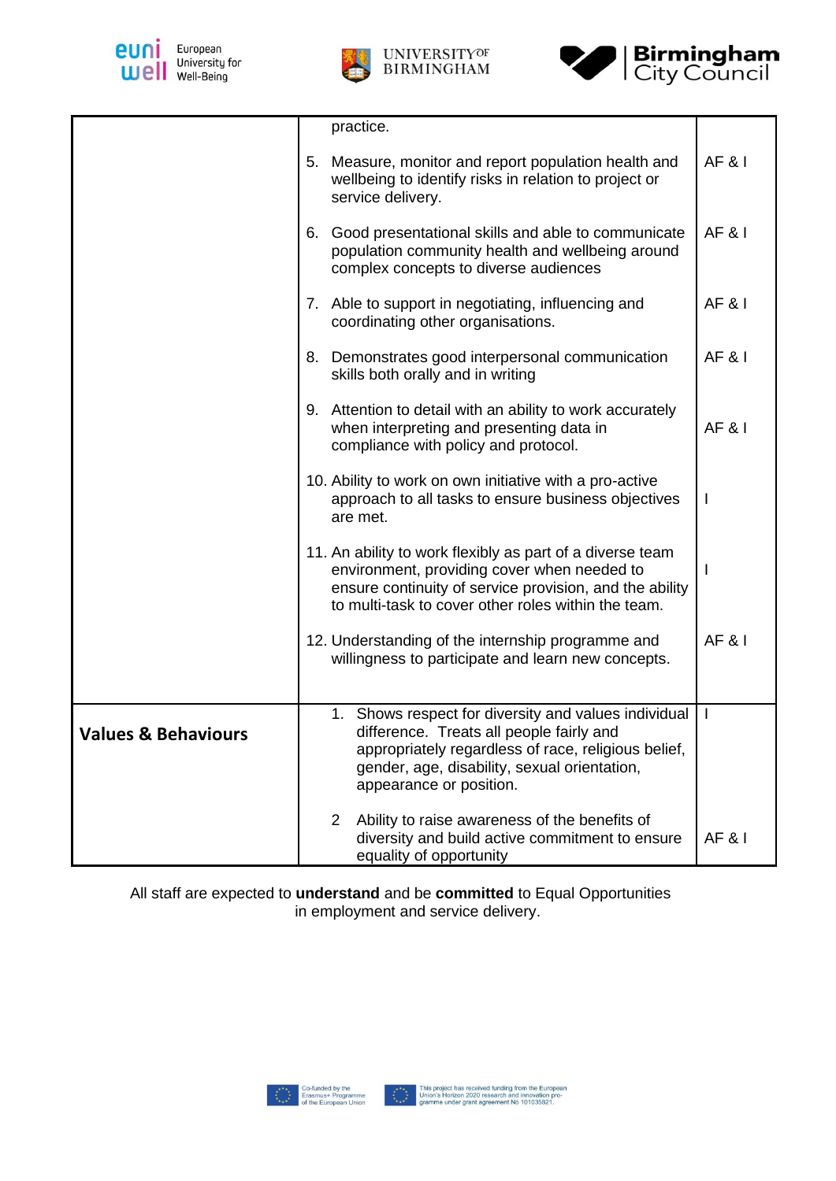| | | |
|---|---|---|
| | practice. | |
| | 5. Measure, monitor and report population health and wellbeing to identify risks in relation to project or service delivery. | AF & I |
| | 6. Good presentational skills and able to communicate population community health and wellbeing around complex concepts to diverse audiences | AF & I |
| | 7. Able to support in negotiating, influencing and coordinating other organisations. | AF & I |
| | 8. Demonstrates good interpersonal communication skills both orally and in writing | AF & I |
| | 9. Attention to detail with an ability to work accurately when interpreting and presenting data in compliance with policy and protocol. | AF & I |
| | 10. Ability to work on own initiative with a pro-active approach to all tasks to ensure business objectives are met. | I |
| | 11. An ability to work flexibly as part of a diverse team environment, providing cover when needed to ensure continuity of service provision, and the ability to multi-task to cover other roles within the team. | I |
| | 12. Understanding of the internship programme and willingness to participate and learn new concepts. | AF & I |
| **Values & Behaviours** | 1. Shows respect for diversity and values individual difference. Treats all people fairly and appropriately regardless of race, religious belief, gender, age, disability, sexual orientation, appearance or position. | I |
| | 2 Ability to raise awareness of the benefits of diversity and build active commitment to ensure equality of opportunity | AF & I |

All staff are expected to **understand** and be **committed** to Equal Opportunities in employment and service delivery.